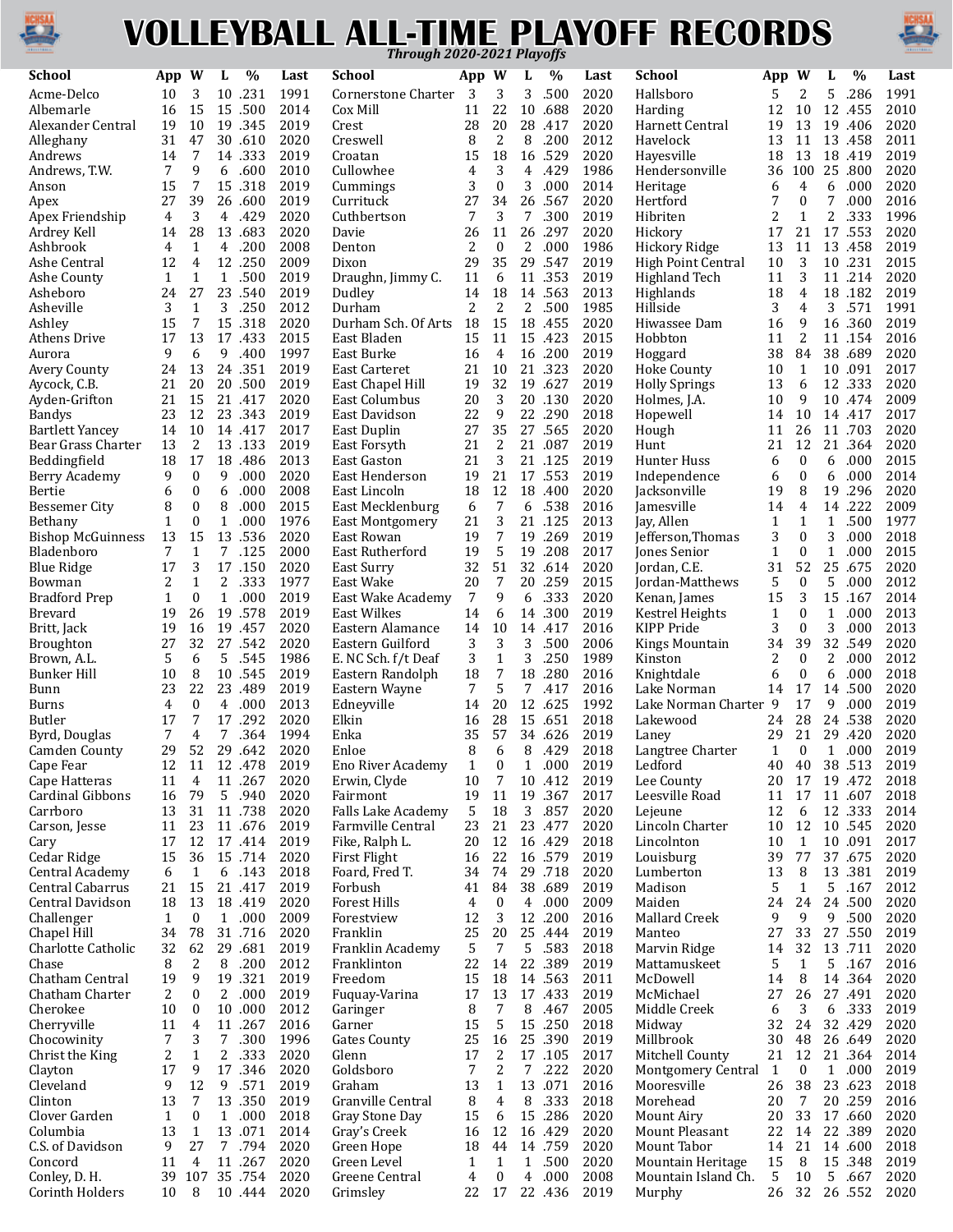# VOLLEYBALL ALL-TIME PLAYOFF RECORDS

*Through 2020-2021 Playoffs*

| School | App | W | L | % | Last |
|---|---|---|---|---|---|
| Acme-Delco | 10 | 3 | 10 | .231 | 1991 |
| Albemarle | 16 | 15 | 15 | .500 | 2014 |
| Alexander Central | 19 | 10 | 19 | .345 | 2019 |
| Alleghany | 31 | 47 | 30 | .610 | 2020 |
| Andrews | 14 | 7 | 14 | .333 | 2019 |
| Andrews, T.W. | 7 | 9 | 6 | .600 | 2010 |
| Anson | 15 | 7 | 15 | .318 | 2019 |
| Apex | 27 | 39 | 26 | .600 | 2019 |
| Apex Friendship | 4 | 3 | 4 | .429 | 2020 |
| Ardrey Kell | 14 | 28 | 13 | .683 | 2020 |
| Ashbrook | 4 | 1 | 4 | .200 | 2008 |
| Ashe Central | 12 | 4 | 12 | .250 | 2009 |
| Ashe County | 1 | 1 | 1 | .500 | 2019 |
| Asheboro | 24 | 27 | 23 | .540 | 2019 |
| Asheville | 3 | 1 | 3 | .250 | 2012 |
| Ashley | 15 | 7 | 15 | .318 | 2020 |
| Athens Drive | 17 | 13 | 17 | .433 | 2015 |
| Aurora | 9 | 6 | 9 | .400 | 1997 |
| Avery County | 24 | 13 | 24 | .351 | 2019 |
| Aycock, C.B. | 21 | 20 | 20 | .500 | 2019 |
| Ayden-Grifton | 21 | 15 | 21 | .417 | 2020 |
| Bandys | 23 | 12 | 23 | .343 | 2019 |
| Bartlett Yancey | 14 | 10 | 14 | .417 | 2017 |
| Bear Grass Charter | 13 | 2 | 13 | .133 | 2019 |
| Beddingfield | 18 | 17 | 18 | .486 | 2013 |
| Berry Academy | 9 | 0 | 9 | .000 | 2020 |
| Bertie | 6 | 0 | 6 | .000 | 2008 |
| Bessemer City | 8 | 0 | 8 | .000 | 2015 |
| Bethany | 1 | 0 | 1 | .000 | 1976 |
| Bishop McGuinness | 13 | 15 | 13 | .536 | 2020 |
| Bladenboro | 7 | 1 | 7 | .125 | 2000 |
| Blue Ridge | 17 | 3 | 17 | .150 | 2020 |
| Bowman | 2 | 1 | 2 | .333 | 1977 |
| Bradford Prep | 1 | 0 | 1 | .000 | 2019 |
| Brevard | 19 | 26 | 19 | .578 | 2019 |
| Britt, Jack | 19 | 16 | 19 | .457 | 2020 |
| Broughton | 27 | 32 | 27 | .542 | 2020 |
| Brown, A.L. | 5 | 6 | 5 | .545 | 1986 |
| Bunker Hill | 10 | 8 | 10 | .545 | 2019 |
| Bunn | 23 | 22 | 23 | .489 | 2019 |
| Burns | 4 | 0 | 4 | .000 | 2013 |
| Butler | 17 | 7 | 17 | .292 | 2020 |
| Byrd, Douglas | 7 | 4 | 7 | .364 | 1994 |
| Camden County | 29 | 52 | 29 | .642 | 2020 |
| Cape Fear | 12 | 11 | 12 | .478 | 2019 |
| Cape Hatteras | 11 | 4 | 11 | .267 | 2020 |
| Cardinal Gibbons | 16 | 79 | 5 | .940 | 2020 |
| Carrboro | 13 | 31 | 11 | .738 | 2020 |
| Carson, Jesse | 11 | 23 | 11 | .676 | 2019 |
| Cary | 17 | 12 | 17 | .414 | 2019 |
| Cedar Ridge | 15 | 36 | 15 | .714 | 2020 |
| Central Academy | 6 | 1 | 6 | .143 | 2018 |
| Central Cabarrus | 21 | 15 | 21 | .417 | 2019 |
| Central Davidson | 18 | 13 | 18 | .419 | 2020 |
| Challenger | 1 | 0 | 1 | .000 | 2009 |
| Chapel Hill | 34 | 78 | 31 | .716 | 2020 |
| Charlotte Catholic | 32 | 62 | 29 | .681 | 2019 |
| Chase | 8 | 2 | 8 | .200 | 2012 |
| Chatham Central | 19 | 9 | 19 | .321 | 2019 |
| Chatham Charter | 2 | 0 | 2 | .000 | 2019 |
| Cherokee | 10 | 0 | 10 | .000 | 2012 |
| Cherryville | 11 | 4 | 11 | .267 | 2016 |
| Chocowinity | 7 | 3 | 7 | .300 | 1996 |
| Christ the King | 2 | 1 | 2 | .333 | 2020 |
| Clayton | 17 | 9 | 17 | .346 | 2020 |
| Cleveland | 9 | 12 | 9 | .571 | 2019 |
| Clinton | 13 | 7 | 13 | .350 | 2018 |
| Clover Garden | 1 | 0 | 1 | .000 | 2018 |
| Columbia | 13 | 1 | 13 | .071 | 2014 |
| C.S. of Davidson | 9 | 27 | 7 | .794 | 2020 |
| Concord | 11 | 4 | 11 | .267 | 2020 |
| Conley, D. H. | 39 | 107 | 35 | .754 | 2020 |
| Corinth Holders | 10 | 8 | 10 | .444 | 2020 |
| Cornerstone Charter | 3 | 3 | 3 | .500 | 2020 |
| Cox Mill | 11 | 22 | 10 | .688 | 2020 |
| Crest | 28 | 20 | 28 | .417 | 2020 |
| Creswell | 8 | 2 | 8 | .200 | 2012 |
| Croatan | 15 | 18 | 16 | .529 | 2020 |
| Cullowhee | 4 | 3 | 4 | .429 | 1986 |
| Cummings | 3 | 0 | 3 | .000 | 2014 |
| Currituck | 27 | 34 | 26 | .567 | 2020 |
| Cuthbertson | 7 | 3 | 7 | .300 | 2019 |
| Davie | 26 | 11 | 26 | .297 | 2020 |
| Denton | 2 | 0 | 2 | .000 | 1986 |
| Dixon | 29 | 35 | 29 | .547 | 2019 |
| Draughn, Jimmy C. | 11 | 6 | 11 | .353 | 2019 |
| Dudley | 14 | 18 | 14 | .563 | 2013 |
| Durham | 2 | 2 | 2 | .500 | 1985 |
| Durham Sch. Of Arts | 18 | 15 | 18 | .455 | 2020 |
| East Bladen | 15 | 11 | 15 | .423 | 2015 |
| East Burke | 16 | 4 | 16 | .200 | 2019 |
| East Carteret | 21 | 10 | 21 | .323 | 2020 |
| East Chapel Hill | 19 | 32 | 19 | .627 | 2019 |
| East Columbus | 20 | 3 | 20 | .130 | 2020 |
| East Davidson | 22 | 9 | 22 | .290 | 2018 |
| East Duplin | 27 | 35 | 27 | .565 | 2020 |
| East Forsyth | 21 | 2 | 21 | .087 | 2019 |
| East Gaston | 21 | 3 | 21 | .125 | 2019 |
| East Henderson | 19 | 21 | 17 | .553 | 2019 |
| East Lincoln | 18 | 12 | 18 | .400 | 2020 |
| East Mecklenburg | 6 | 7 | 6 | .538 | 2016 |
| East Montgomery | 21 | 3 | 21 | .125 | 2013 |
| East Rowan | 19 | 7 | 19 | .269 | 2019 |
| East Rutherford | 19 | 5 | 19 | .208 | 2017 |
| East Surry | 32 | 51 | 32 | .614 | 2020 |
| East Wake | 20 | 7 | 20 | .259 | 2015 |
| East Wake Academy | 7 | 9 | 6 | .333 | 2020 |
| East Wilkes | 14 | 6 | 14 | .300 | 2019 |
| Eastern Alamance | 14 | 10 | 14 | .417 | 2016 |
| Eastern Guilford | 3 | 3 | 3 | .500 | 2006 |
| E. NC Sch. f/t Deaf | 3 | 1 | 3 | .250 | 1989 |
| Eastern Randolph | 18 | 7 | 18 | .280 | 2016 |
| Eastern Wayne | 7 | 5 | 7 | .417 | 2016 |
| Edneyville | 14 | 20 | 12 | .625 | 1992 |
| Elkin | 16 | 28 | 15 | .651 | 2018 |
| Enka | 35 | 57 | 34 | .626 | 2019 |
| Enloe | 8 | 6 | 8 | .429 | 2018 |
| Eno River Academy | 1 | 0 | 1 | .000 | 2019 |
| Erwin, Clyde | 10 | 7 | 10 | .412 | 2019 |
| Fairmont | 19 | 11 | 19 | .367 | 2017 |
| Falls Lake Academy | 5 | 18 | 3 | .857 | 2020 |
| Farmville Central | 23 | 21 | 23 | .477 | 2020 |
| Fike, Ralph L. | 20 | 12 | 16 | .429 | 2018 |
| First Flight | 16 | 22 | 16 | .579 | 2019 |
| Foard, Fred T. | 34 | 74 | 29 | .718 | 2020 |
| Forbush | 41 | 84 | 38 | .689 | 2019 |
| Forest Hills | 4 | 0 | 4 | .000 | 2009 |
| Forestview | 12 | 3 | 12 | .200 | 2016 |
| Franklin | 25 | 20 | 25 | .444 | 2019 |
| Franklin Academy | 5 | 7 | 5 | .583 | 2018 |
| Franklinton | 22 | 14 | 22 | .389 | 2019 |
| Freedom | 15 | 18 | 14 | .563 | 2011 |
| Fuquay-Varina | 17 | 13 | 17 | .433 | 2019 |
| Garinger | 8 | 7 | 8 | .467 | 2005 |
| Garner | 15 | 5 | 15 | .250 | 2018 |
| Gates County | 25 | 16 | 25 | .390 | 2019 |
| Glenn | 17 | 2 | 17 | .105 | 2017 |
| Goldsboro | 7 | 2 | 7 | .222 | 2020 |
| Graham | 13 | 1 | 13 | .071 | 2016 |
| Granville Central | 8 | 4 | 8 | .333 | 2018 |
| Gray Stone Day | 15 | 6 | 15 | .286 | 2020 |
| Gray's Creek | 16 | 12 | 16 | .429 | 2020 |
| Green Hope | 18 | 44 | 14 | .759 | 2020 |
| Green Level | 1 | 1 | 1 | .500 | 2020 |
| Greene Central | 4 | 0 | 4 | .000 | 2008 |
| Grimsley | 22 | 17 | 22 | .436 | 2019 |
| Hallsboro | 5 | 2 | 5 | .286 | 1991 |
| Harding | 12 | 10 | 12 | .455 | 2010 |
| Harnett Central | 19 | 13 | 19 | .406 | 2020 |
| Havelock | 13 | 11 | 13 | .458 | 2011 |
| Hayesville | 18 | 13 | 18 | .419 | 2019 |
| Hendersonville | 36 | 100 | 25 | .800 | 2020 |
| Heritage | 6 | 4 | 6 | .400 | 2020 |
| Hertford | 7 | 0 | 7 | .000 | 2016 |
| Hibriten | 2 | 1 | 2 | .333 | 1996 |
| Hickory | 17 | 21 | 17 | .553 | 2020 |
| Hickory Ridge | 13 | 11 | 13 | .458 | 2019 |
| High Point Central | 10 | 3 | 10 | .231 | 2015 |
| Highland Tech | 11 | 3 | 11 | .214 | 2020 |
| Highlands | 18 | 4 | 18 | .182 | 2019 |
| Hillside | 3 | 4 | 3 | .571 | 1991 |
| Hiwassee Dam | 16 | 9 | 16 | .360 | 2019 |
| Hobbton | 11 | 2 | 11 | .154 | 2016 |
| Hoggard | 38 | 84 | 38 | .689 | 2020 |
| Hoke County | 10 | 1 | 10 | .091 | 2017 |
| Holly Springs | 13 | 6 | 12 | .333 | 2020 |
| Holmes, J.A. | 10 | 9 | 10 | .474 | 2009 |
| Hopewell | 14 | 10 | 14 | .417 | 2017 |
| Hough | 11 | 26 | 11 | .703 | 2020 |
| Hunt | 21 | 12 | 21 | .364 | 2020 |
| Hunter Huss | 6 | 0 | 6 | .000 | 2015 |
| Independence | 6 | 0 | 6 | .000 | 2014 |
| Jacksonville | 19 | 8 | 19 | .296 | 2020 |
| Jamesville | 14 | 4 | 14 | .222 | 2009 |
| Jay, Allen | 1 | 1 | 1 | .500 | 1977 |
| Jefferson,Thomas | 3 | 0 | 3 | .000 | 2018 |
| Jones Senior | 1 | 0 | 1 | .000 | 2015 |
| Jordan, C.E. | 31 | 52 | 25 | .675 | 2020 |
| Jordan-Matthews | 5 | 0 | 5 | .000 | 2012 |
| Kenan, James | 15 | 3 | 15 | .167 | 2014 |
| Kestrel Heights | 1 | 0 | 1 | .000 | 2013 |
| KIPP Pride | 3 | 0 | 3 | .000 | 2013 |
| Kings Mountain | 34 | 39 | 32 | .549 | 2020 |
| Kinston | 2 | 0 | 2 | .000 | 2012 |
| Knightdale | 6 | 0 | 6 | .000 | 2018 |
| Lake Norman | 14 | 17 | 14 | .500 | 2020 |
| Lake Norman Charter | 9 | 17 | 9 | .000 | 2019 |
| Lakewood | 24 | 28 | 24 | .538 | 2020 |
| Laney | 29 | 21 | 29 | .420 | 2020 |
| Langtree Charter | 1 | 0 | 1 | .000 | 2019 |
| Ledford | 40 | 40 | 38 | .513 | 2019 |
| Lee County | 20 | 17 | 19 | .472 | 2018 |
| Leesville Road | 11 | 17 | 11 | .607 | 2018 |
| Lejeune | 12 | 6 | 12 | .333 | 2014 |
| Lincoln Charter | 10 | 12 | 10 | .545 | 2020 |
| Lincolnton | 10 | 1 | 10 | .091 | 2017 |
| Louisburg | 39 | 77 | 37 | .675 | 2020 |
| Lumberton | 13 | 8 | 13 | .381 | 2019 |
| Madison | 5 | 1 | 5 | .167 | 2012 |
| Maiden | 24 | 24 | 24 | .500 | 2020 |
| Mallard Creek | 9 | 9 | 9 | .500 | 2020 |
| Manteo | 27 | 33 | 27 | .550 | 2019 |
| Marvin Ridge | 14 | 32 | 13 | .711 | 2020 |
| Mattamuskeet | 5 | 1 | 5 | .167 | 2016 |
| McDowell | 14 | 8 | 14 | .364 | 2020 |
| McMichael | 27 | 26 | 27 | .491 | 2020 |
| Middle Creek | 6 | 3 | 6 | .333 | 2019 |
| Midway | 32 | 24 | 32 | .429 | 2020 |
| Millbrook | 30 | 48 | 26 | .649 | 2020 |
| Mitchell County | 21 | 12 | 21 | .364 | 2014 |
| Montgomery Central | 1 | 0 | 1 | .000 | 2019 |
| Mooresville | 26 | 38 | 23 | .623 | 2018 |
| Morehead | 20 | 7 | 20 | .259 | 2016 |
| Mount Airy | 20 | 33 | 17 | .660 | 2020 |
| Mount Pleasant | 22 | 14 | 22 | .389 | 2020 |
| Mount Tabor | 14 | 21 | 14 | .600 | 2018 |
| Mountain Heritage | 15 | 8 | 15 | .348 | 2019 |
| Mountain Island Ch. | 5 | 10 | 5 | .667 | 2020 |
| Murphy | 26 | 32 | 26 | .552 | 2020 |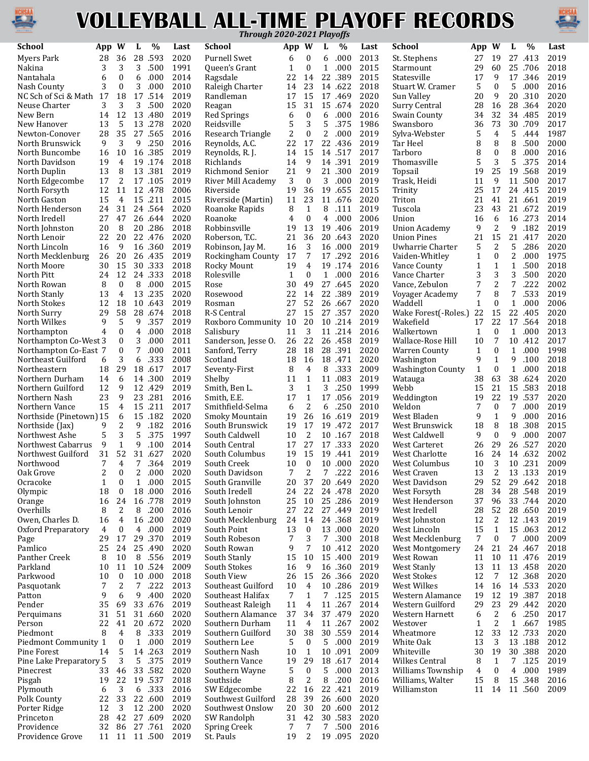# VOLLEYBALL ALL-TIME PLAYOFF RECORDS

*Through 2020-2021 Playoffs*

| School | App | W | L | % | Last |
|---|---|---|---|---|---|
| Myers Park | 28 | 36 | 28 | .593 | 2020 |
| Nakina | 3 | 3 | 3 | .500 | 1991 |
| Nantahala | 6 | 0 | 6 | .000 | 2014 |
| Nash County | 3 | 0 | 3 | .000 | 2010 |
| NC Sch of Sci & Math | 17 | 18 | 17 | .514 | 2019 |
| Neuse Charter | 3 | 3 | 3 | .500 | 2020 |
| New Bern | 14 | 12 | 13 | .480 | 2019 |
| New Hanover | 13 | 5 | 13 | .278 | 2020 |
| Newton-Conover | 28 | 35 | 27 | .565 | 2016 |
| North Brunswick | 9 | 3 | 9 | .250 | 2016 |
| North Buncombe | 16 | 10 | 16 | .385 | 2019 |
| North Davidson | 19 | 4 | 19 | .174 | 2018 |
| North Duplin | 13 | 8 | 13 | .381 | 2019 |
| North Edgecombe | 17 | 2 | 17 | .105 | 2019 |
| North Forsyth | 12 | 11 | 12 | .478 | 2006 |
| North Gaston | 15 | 4 | 15 | .211 | 2015 |
| North Henderson | 24 | 31 | 24 | .564 | 2020 |
| North Iredell | 27 | 47 | 26 | .644 | 2020 |
| North Johnston | 20 | 8 | 20 | .286 | 2018 |
| North Lenoir | 22 | 20 | 22 | .476 | 2020 |
| North Lincoln | 16 | 9 | 16 | .360 | 2019 |
| North Mecklenburg | 26 | 20 | 26 | .435 | 2019 |
| North Moore | 30 | 15 | 30 | .333 | 2018 |
| North Pitt | 24 | 12 | 24 | .333 | 2018 |
| North Rowan | 8 | 0 | 8 | .000 | 2015 |
| North Stanly | 13 | 4 | 13 | .235 | 2020 |
| North Stokes | 12 | 18 | 10 | .643 | 2019 |
| North Surry | 29 | 58 | 28 | .674 | 2018 |
| North Wilkes | 9 | 5 | 9 | .357 | 2019 |
| Northampton | 4 | 0 | 4 | .000 | 2018 |
| Northampton Co-West | 3 | 0 | 3 | .000 | 2011 |
| Northampton Co-East | 7 | 0 | 7 | .000 | 2011 |
| Northeast Guilford | 6 | 3 | 6 | .333 | 2008 |
| Northeastern | 18 | 29 | 18 | .617 | 2017 |
| Northern Durham | 14 | 6 | 14 | .300 | 2019 |
| Northern Guilford | 12 | 9 | 12 | .429 | 2019 |
| Northern Nash | 23 | 9 | 23 | .281 | 2016 |
| Northern Vance | 15 | 4 | 15 | .211 | 2017 |
| Northside (Pinetown) | 15 | 6 | 15 | .182 | 2020 |
| Northside (Jax) | 9 | 2 | 9 | .182 | 2016 |
| Northwest Ashe | 5 | 3 | 5 | .375 | 1997 |
| Northwest Cabarrus | 9 | 1 | 9 | .100 | 2014 |
| Northwest Guilford | 31 | 52 | 31 | .627 | 2020 |
| Northwood | 7 | 4 | 7 | .364 | 2019 |
| Oak Grove | 2 | 0 | 2 | .000 | 2020 |
| Ocracoke | 1 | 0 | 1 | .000 | 2015 |
| Olympic | 18 | 0 | 18 | .000 | 2016 |
| Orange | 16 | 24 | 16 | .778 | 2019 |
| Overhills | 8 | 2 | 8 | .200 | 2016 |
| Owen, Charles D. | 16 | 4 | 16 | .200 | 2020 |
| Oxford Preparatory | 4 | 0 | 4 | .000 | 2019 |
| Page | 29 | 17 | 29 | .370 | 2019 |
| Pamlico | 25 | 24 | 25 | .490 | 2020 |
| Panther Creek | 8 | 10 | 8 | .556 | 2019 |
| Parkland | 10 | 11 | 10 | .524 | 2009 |
| Parkwood | 10 | 0 | 10 | .000 | 2018 |
| Pasquotank | 7 | 2 | 7 | .222 | 2013 |
| Patton | 9 | 6 | 9 | .400 | 2020 |
| Pender | 35 | 69 | 33 | .676 | 2019 |
| Perquimans | 31 | 51 | 31 | .660 | 2020 |
| Person | 22 | 41 | 20 | .672 | 2020 |
| Piedmont | 8 | 4 | 8 | .333 | 2019 |
| Piedmont Community | 1 | 0 | 1 | .000 | 2019 |
| Pine Forest | 14 | 5 | 14 | .263 | 2019 |
| Pine Lake Preparatory | 5 | 3 | 5 | .375 | 2019 |
| Pinecrest | 33 | 46 | 33 | .582 | 2020 |
| Pisgah | 19 | 22 | 19 | .537 | 2018 |
| Plymouth | 6 | 3 | 6 | .333 | 2016 |
| Polk County | 22 | 33 | 22 | .600 | 2019 |
| Porter Ridge | 12 | 3 | 12 | .200 | 2020 |
| Princeton | 28 | 42 | 27 | .609 | 2020 |
| Providence | 32 | 86 | 27 | .761 | 2020 |
| Providence Grove | 11 | 11 | 11 | .500 | 2019 |
| Purnell Swet | 6 | 0 | 6 | .000 | 2013 |
| Queen's Grant | 1 | 0 | 1 | .000 | 2015 |
| Ragsdale | 22 | 14 | 22 | .389 | 2015 |
| Raleigh Charter | 14 | 23 | 14 | .622 | 2018 |
| Randleman | 17 | 15 | 17 | .469 | 2020 |
| Reagan | 15 | 31 | 15 | .674 | 2020 |
| Red Springs | 6 | 0 | 6 | .000 | 2016 |
| Reidsville | 5 | 3 | 5 | .375 | 1986 |
| Research Triangle | 2 | 0 | 2 | .000 | 2019 |
| Reynolds, A.C. | 22 | 17 | 22 | .436 | 2019 |
| Reynolds, R. J. | 14 | 15 | 14 | .517 | 2017 |
| Richlands | 14 | 9 | 14 | .391 | 2019 |
| Richmond Senior | 21 | 9 | 21 | .300 | 2019 |
| River Mill Academy | 3 | 0 | 3 | .000 | 2019 |
| Riverside | 19 | 36 | 19 | .655 | 2015 |
| Riverside (Martin) | 11 | 23 | 11 | .676 | 2020 |
| Roanoke Rapids | 8 | 1 | 8 | .111 | 2019 |
| Roanoke | 4 | 0 | 4 | .000 | 2006 |
| Robbinsville | 19 | 13 | 19 | .406 | 2019 |
| Roberson, T.C. | 21 | 36 | 20 | .643 | 2020 |
| Robinson, Jay M. | 16 | 3 | 16 | .000 | 2019 |
| Rockingham County | 17 | 7 | 17 | .292 | 2016 |
| Rocky Mount | 19 | 4 | 19 | .174 | 2016 |
| Rolesville | 1 | 0 | 1 | .000 | 2016 |
| Rose | 30 | 49 | 27 | .645 | 2020 |
| Rosewood | 22 | 14 | 22 | .389 | 2019 |
| Rosman | 27 | 52 | 26 | .667 | 2020 |
| R-S Central | 27 | 15 | 27 | .357 | 2020 |
| Roxboro Community | 10 | 20 | 10 | .214 | 2019 |
| Salisbury | 11 | 3 | 11 | .214 | 2016 |
| Sanderson, Jesse O. | 26 | 22 | 26 | .458 | 2019 |
| Sanford, Terry | 28 | 18 | 28 | .391 | 2020 |
| Scotland | 18 | 16 | 18 | .471 | 2020 |
| Seventy-First | 8 | 4 | 8 | .333 | 2009 |
| Shelby | 11 | 1 | 11 | .083 | 2019 |
| Smith, Ben L. | 3 | 1 | 3 | .250 | 1999 |
| Smith, E.E. | 17 | 1 | 17 | .056 | 2019 |
| Smithfield-Selma | 6 | 2 | 6 | .250 | 2010 |
| Smoky Mountain | 19 | 26 | 16 | .619 | 2019 |
| South Brunswick | 19 | 17 | 19 | .472 | 2017 |
| South Caldwell | 10 | 2 | 10 | .167 | 2018 |
| South Central | 17 | 27 | 17 | .333 | 2020 |
| South Columbus | 19 | 15 | 19 | .441 | 2019 |
| South Creek | 10 | 0 | 10 | .000 | 2020 |
| South Davidson | 7 | 2 | 7 | .222 | 2016 |
| South Granville | 20 | 37 | 20 | .649 | 2020 |
| South Iredell | 24 | 22 | 24 | .478 | 2020 |
| South Johnston | 25 | 10 | 25 | .286 | 2019 |
| South Lenoir | 27 | 22 | 27 | .449 | 2019 |
| South Mecklenburg | 24 | 14 | 24 | .368 | 2019 |
| South Point | 13 | 0 | 13 | .000 | 2020 |
| South Robeson | 7 | 3 | 7 | .300 | 2018 |
| South Rowan | 9 | 7 | 10 | .412 | 2020 |
| South Stanly | 15 | 10 | 15 | .400 | 2019 |
| South Stokes | 16 | 9 | 16 | .360 | 2019 |
| South View | 26 | 15 | 26 | .366 | 2020 |
| Southeast Guilford | 10 | 4 | 10 | .286 | 2019 |
| Southeast Halifax | 7 | 1 | 7 | .125 | 2015 |
| Southeast Raleigh | 11 | 4 | 11 | .267 | 2014 |
| Southern Alamance | 37 | 34 | 37 | .479 | 2020 |
| Southern Durham | 11 | 4 | 11 | .267 | 2002 |
| Southern Guilford | 30 | 38 | 30 | .559 | 2014 |
| Southern Lee | 5 | 0 | 5 | .000 | 2019 |
| Southern Nash | 10 | 1 | 10 | .091 | 2009 |
| Southern Vance | 19 | 29 | 18 | .617 | 2014 |
| Southern Wayne | 5 | 0 | 5 | .000 | 2013 |
| Southside | 8 | 2 | 8 | .200 | 2016 |
| SW Edgecombe | 22 | 16 | 22 | .421 | 2019 |
| Southwest Guilford | 28 | 39 | 26 | .600 | 2020 |
| Southwest Onslow | 20 | 30 | 20 | .600 | 2012 |
| SW Randolph | 31 | 42 | 30 | .583 | 2020 |
| Spring Creek | 7 | 7 | 7 | .500 | 2016 |
| St. Pauls | 19 | 2 | 19 | .095 | 2020 |
| St. Stephens | 27 | 19 | 27 | .413 | 2019 |
| Starmount | 29 | 60 | 25 | .706 | 2018 |
| Statesville | 17 | 9 | 17 | .346 | 2019 |
| Stuart W. Cramer | 5 | 0 | 5 | .000 | 2016 |
| Sun Valley | 20 | 9 | 20 | .310 | 2020 |
| Surry Central | 28 | 16 | 28 | .364 | 2020 |
| Swain County | 34 | 32 | 34 | .485 | 2019 |
| Swansboro | 36 | 73 | 30 | .709 | 2017 |
| Sylva-Webster | 5 | 4 | 5 | .444 | 1987 |
| Tar Heel | 8 | 8 | 8 | .500 | 2000 |
| Tarboro | 8 | 0 | 8 | .000 | 2016 |
| Thomasville | 5 | 3 | 5 | .375 | 2014 |
| Topsail | 19 | 25 | 19 | .568 | 2019 |
| Trask, Heidi | 11 | 9 | 11 | .500 | 2017 |
| Trinity | 25 | 17 | 24 | .415 | 2019 |
| Triton | 21 | 41 | 21 | .661 | 2019 |
| Tuscola | 23 | 43 | 21 | .672 | 2019 |
| Union | 16 | 6 | 16 | .273 | 2014 |
| Union Academy | 9 | 2 | 9 | .182 | 2019 |
| Union Pines | 21 | 15 | 21 | .417 | 2020 |
| Uwharrie Charter | 5 | 2 | 5 | .286 | 2020 |
| Vaiden-Whitley | 1 | 0 | 2 | .000 | 1975 |
| Vance County | 1 | 1 | 1 | .500 | 2018 |
| Vance Charter | 3 | 3 | 3 | .500 | 2020 |
| Vance, Zebulon | 7 | 2 | 7 | .222 | 2002 |
| Voyager Academy | 7 | 8 | 7 | .533 | 2019 |
| Waddell | 1 | 0 | 1 | .000 | 2006 |
| Wake Forest(-Roles.) | 22 | 15 | 22 | .405 | 2020 |
| Wakefield | 17 | 22 | 17 | .564 | 2018 |
| Walkertown | 1 | 0 | 1 | .000 | 2013 |
| Wallace-Rose Hill | 10 | 7 | 10 | .412 | 2017 |
| Warren County | 1 | 0 | 1 | .000 | 1998 |
| Washington | 9 | 1 | 9 | .100 | 2018 |
| Washington County | 1 | 0 | 1 | .000 | 2018 |
| Watauga | 38 | 63 | 38 | .624 | 2020 |
| Webb | 15 | 21 | 15 | .583 | 2018 |
| Weddington | 19 | 22 | 19 | .537 | 2020 |
| Weldon | 7 | 0 | 7 | .000 | 2019 |
| West Bladen | 9 | 1 | 9 | .000 | 2016 |
| West Brunswick | 18 | 8 | 18 | .308 | 2015 |
| West Caldwell | 9 | 0 | 9 | .000 | 2007 |
| West Carteret | 26 | 29 | 26 | .527 | 2020 |
| West Charlotte | 16 | 24 | 14 | .632 | 2002 |
| West Columbus | 10 | 3 | 10 | .231 | 2009 |
| West Craven | 13 | 2 | 13 | .133 | 2019 |
| West Davidson | 29 | 52 | 29 | .642 | 2018 |
| West Forsyth | 28 | 34 | 28 | .548 | 2019 |
| West Henderson | 37 | 96 | 33 | .744 | 2020 |
| West Iredell | 28 | 52 | 28 | .650 | 2019 |
| West Johnston | 12 | 2 | 12 | .143 | 2019 |
| West Lincoln | 15 | 1 | 15 | .063 | 2012 |
| West Mecklenburg | 7 | 0 | 7 | .000 | 2009 |
| West Montgomery | 24 | 21 | 24 | .467 | 2018 |
| West Rowan | 11 | 10 | 11 | .476 | 2019 |
| West Stanly | 13 | 11 | 13 | .458 | 2020 |
| West Stokes | 12 | 7 | 12 | .368 | 2020 |
| West Wilkes | 14 | 16 | 14 | .533 | 2020 |
| Western Alamance | 19 | 12 | 19 | .387 | 2018 |
| Western Guilford | 29 | 23 | 29 | .442 | 2020 |
| Western Harnett | 6 | 2 | 6 | .250 | 2017 |
| Westover | 1 | 2 | 1 | .667 | 1985 |
| Wheatmore | 12 | 33 | 12 | .733 | 2020 |
| White Oak | 13 | 3 | 13 | .188 | 2012 |
| Whiteville | 30 | 19 | 30 | .388 | 2020 |
| Wilkes Central | 8 | 1 | 7 | .125 | 2019 |
| Williams Township | 4 | 0 | 4 | .000 | 1989 |
| Williams, Walter | 15 | 8 | 15 | .348 | 2016 |
| Williamston | 11 | 14 | 11 | .560 | 2009 |